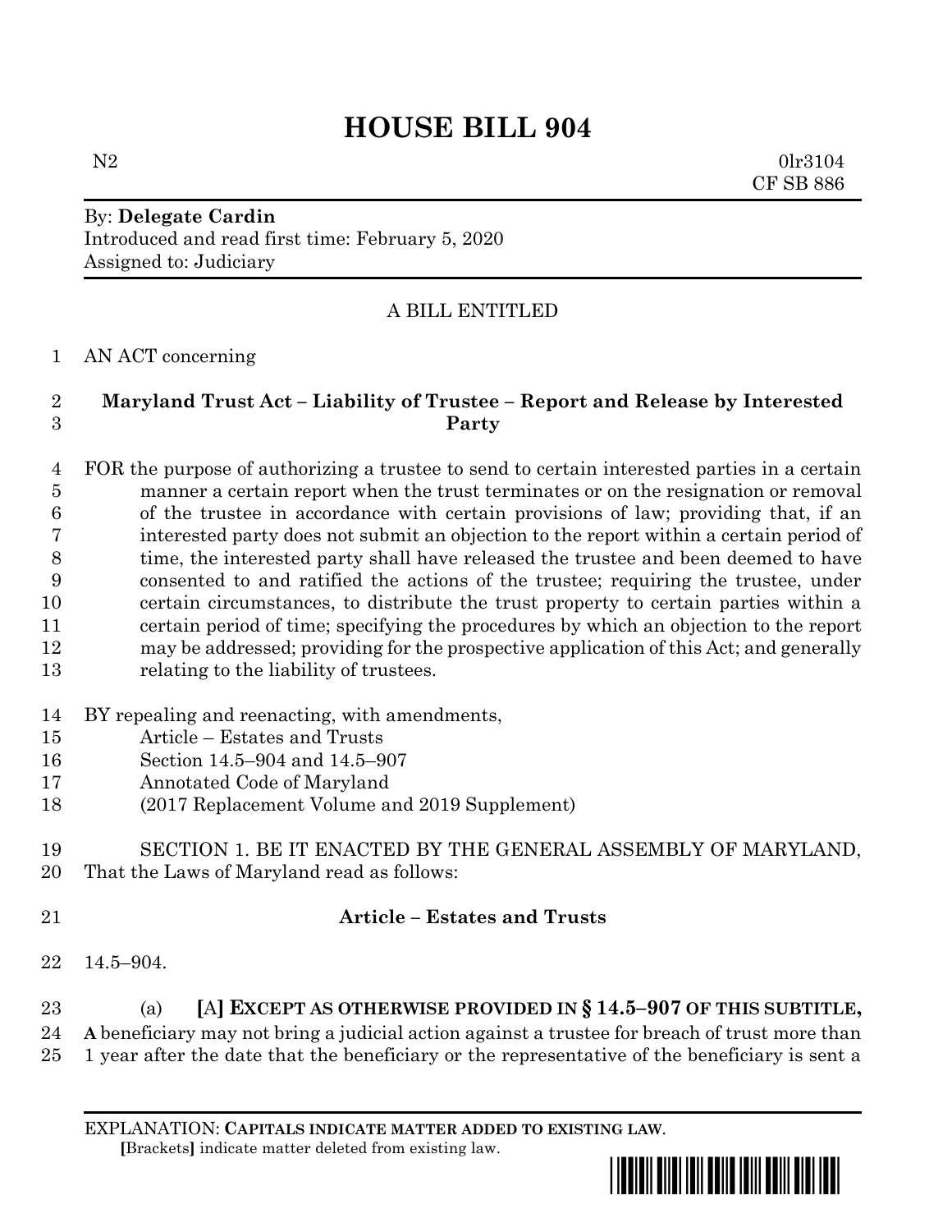# HOUSE BILL 904

N2 0lr3104
CF SB 886

By: **Delegate Cardin**
Introduced and read first time: February 5, 2020
Assigned to: Judiciary

A BILL ENTITLED

AN ACT concerning

**Maryland Trust Act – Liability of Trustee – Report and Release by Interested Party**

FOR the purpose of authorizing a trustee to send to certain interested parties in a certain manner a certain report when the trust terminates or on the resignation or removal of the trustee in accordance with certain provisions of law; providing that, if an interested party does not submit an objection to the report within a certain period of time, the interested party shall have released the trustee and been deemed to have consented to and ratified the actions of the trustee; requiring the trustee, under certain circumstances, to distribute the trust property to certain parties within a certain period of time; specifying the procedures by which an objection to the report may be addressed; providing for the prospective application of this Act; and generally relating to the liability of trustees.

BY repealing and reenacting, with amendments,
Article – Estates and Trusts
Section 14.5–904 and 14.5–907
Annotated Code of Maryland
(2017 Replacement Volume and 2019 Supplement)

SECTION 1. BE IT ENACTED BY THE GENERAL ASSEMBLY OF MARYLAND, That the Laws of Maryland read as follows:

**Article – Estates and Trusts**

14.5–904.

(a) **[**A**] EXCEPT AS OTHERWISE PROVIDED IN § 14.5–907 OF THIS SUBTITLE, A** beneficiary may not bring a judicial action against a trustee for breach of trust more than 1 year after the date that the beneficiary or the representative of the beneficiary is sent a

EXPLANATION: **CAPITALS INDICATE MATTER ADDED TO EXISTING LAW.**
**[**Brackets**]** indicate matter deleted from existing law.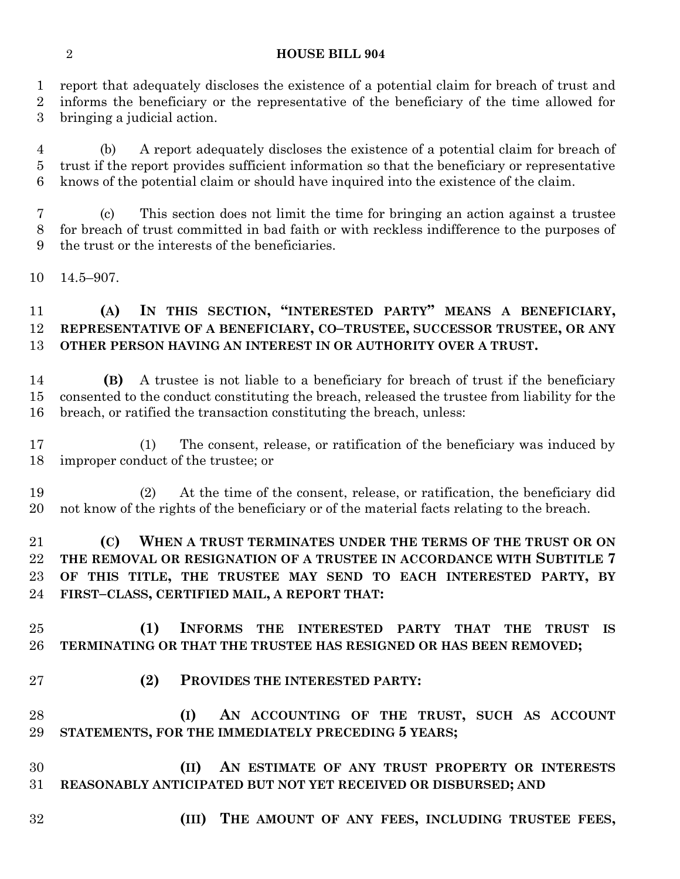report that adequately discloses the existence of a potential claim for breach of trust and informs the beneficiary or the representative of the beneficiary of the time allowed for bringing a judicial action.

(b) A report adequately discloses the existence of a potential claim for breach of trust if the report provides sufficient information so that the beneficiary or representative knows of the potential claim or should have inquired into the existence of the claim.

(c) This section does not limit the time for bringing an action against a trustee for breach of trust committed in bad faith or with reckless indifference to the purposes of the trust or the interests of the beneficiaries.

14.5–907.

**(A) IN THIS SECTION, "INTERESTED PARTY" MEANS A BENEFICIARY, REPRESENTATIVE OF A BENEFICIARY, CO–TRUSTEE, SUCCESSOR TRUSTEE, OR ANY OTHER PERSON HAVING AN INTEREST IN OR AUTHORITY OVER A TRUST.**

**(B)** A trustee is not liable to a beneficiary for breach of trust if the beneficiary consented to the conduct constituting the breach, released the trustee from liability for the breach, or ratified the transaction constituting the breach, unless:

(1) The consent, release, or ratification of the beneficiary was induced by improper conduct of the trustee; or

(2) At the time of the consent, release, or ratification, the beneficiary did not know of the rights of the beneficiary or of the material facts relating to the breach.

**(C) WHEN A TRUST TERMINATES UNDER THE TERMS OF THE TRUST OR ON THE REMOVAL OR RESIGNATION OF A TRUSTEE IN ACCORDANCE WITH SUBTITLE 7 OF THIS TITLE, THE TRUSTEE MAY SEND TO EACH INTERESTED PARTY, BY FIRST–CLASS, CERTIFIED MAIL, A REPORT THAT:**

**(1) INFORMS THE INTERESTED PARTY THAT THE TRUST IS TERMINATING OR THAT THE TRUSTEE HAS RESIGNED OR HAS BEEN REMOVED;**

**(2) PROVIDES THE INTERESTED PARTY:**

**(I) AN ACCOUNTING OF THE TRUST, SUCH AS ACCOUNT STATEMENTS, FOR THE IMMEDIATELY PRECEDING 5 YEARS;**

**(II) AN ESTIMATE OF ANY TRUST PROPERTY OR INTERESTS REASONABLY ANTICIPATED BUT NOT YET RECEIVED OR DISBURSED; AND**

**(III) THE AMOUNT OF ANY FEES, INCLUDING TRUSTEE FEES,**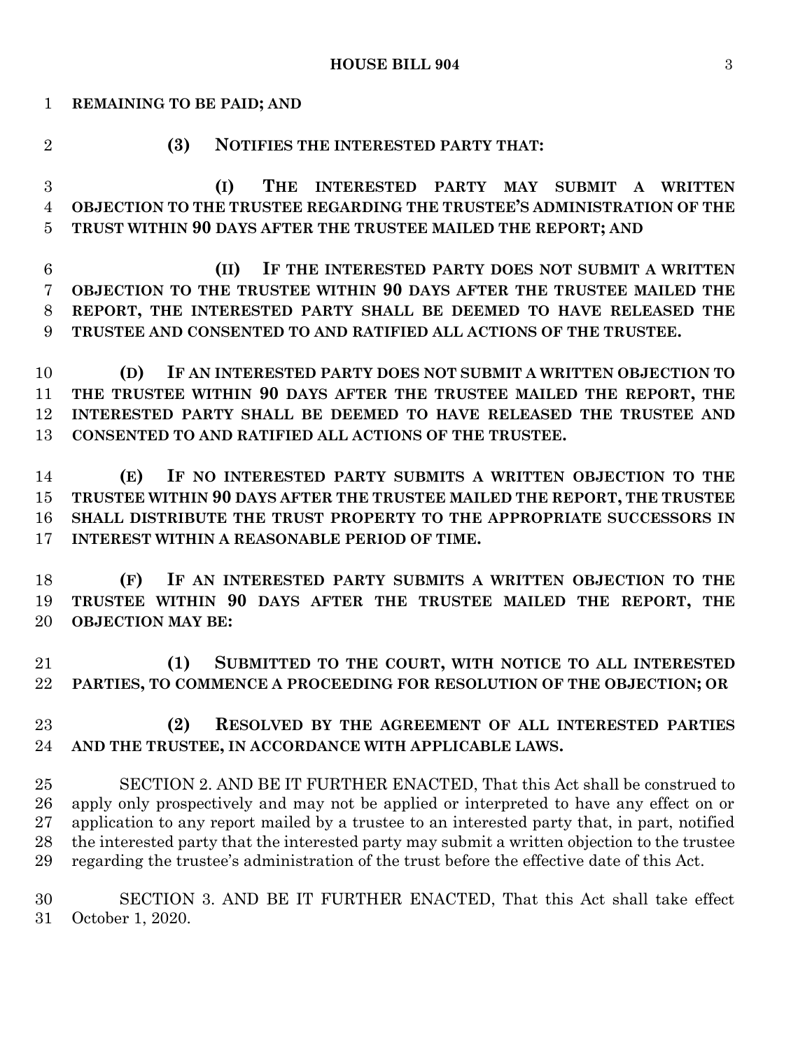**REMAINING TO BE PAID; AND**

**(3) NOTIFIES THE INTERESTED PARTY THAT:**

**(I) THE INTERESTED PARTY MAY SUBMIT A WRITTEN OBJECTION TO THE TRUSTEE REGARDING THE TRUSTEE'S ADMINISTRATION OF THE TRUST WITHIN 90 DAYS AFTER THE TRUSTEE MAILED THE REPORT; AND**

**(II) IF THE INTERESTED PARTY DOES NOT SUBMIT A WRITTEN OBJECTION TO THE TRUSTEE WITHIN 90 DAYS AFTER THE TRUSTEE MAILED THE REPORT, THE INTERESTED PARTY SHALL BE DEEMED TO HAVE RELEASED THE TRUSTEE AND CONSENTED TO AND RATIFIED ALL ACTIONS OF THE TRUSTEE.**

**(D) IF AN INTERESTED PARTY DOES NOT SUBMIT A WRITTEN OBJECTION TO THE TRUSTEE WITHIN 90 DAYS AFTER THE TRUSTEE MAILED THE REPORT, THE INTERESTED PARTY SHALL BE DEEMED TO HAVE RELEASED THE TRUSTEE AND CONSENTED TO AND RATIFIED ALL ACTIONS OF THE TRUSTEE.**

**(E) IF NO INTERESTED PARTY SUBMITS A WRITTEN OBJECTION TO THE TRUSTEE WITHIN 90 DAYS AFTER THE TRUSTEE MAILED THE REPORT, THE TRUSTEE SHALL DISTRIBUTE THE TRUST PROPERTY TO THE APPROPRIATE SUCCESSORS IN INTEREST WITHIN A REASONABLE PERIOD OF TIME.**

**(F) IF AN INTERESTED PARTY SUBMITS A WRITTEN OBJECTION TO THE TRUSTEE WITHIN 90 DAYS AFTER THE TRUSTEE MAILED THE REPORT, THE OBJECTION MAY BE:**

**(1) SUBMITTED TO THE COURT, WITH NOTICE TO ALL INTERESTED PARTIES, TO COMMENCE A PROCEEDING FOR RESOLUTION OF THE OBJECTION; OR**

**(2) RESOLVED BY THE AGREEMENT OF ALL INTERESTED PARTIES AND THE TRUSTEE, IN ACCORDANCE WITH APPLICABLE LAWS.**

SECTION 2. AND BE IT FURTHER ENACTED, That this Act shall be construed to apply only prospectively and may not be applied or interpreted to have any effect on or application to any report mailed by a trustee to an interested party that, in part, notified the interested party that the interested party may submit a written objection to the trustee regarding the trustee's administration of the trust before the effective date of this Act.

SECTION 3. AND BE IT FURTHER ENACTED, That this Act shall take effect October 1, 2020.